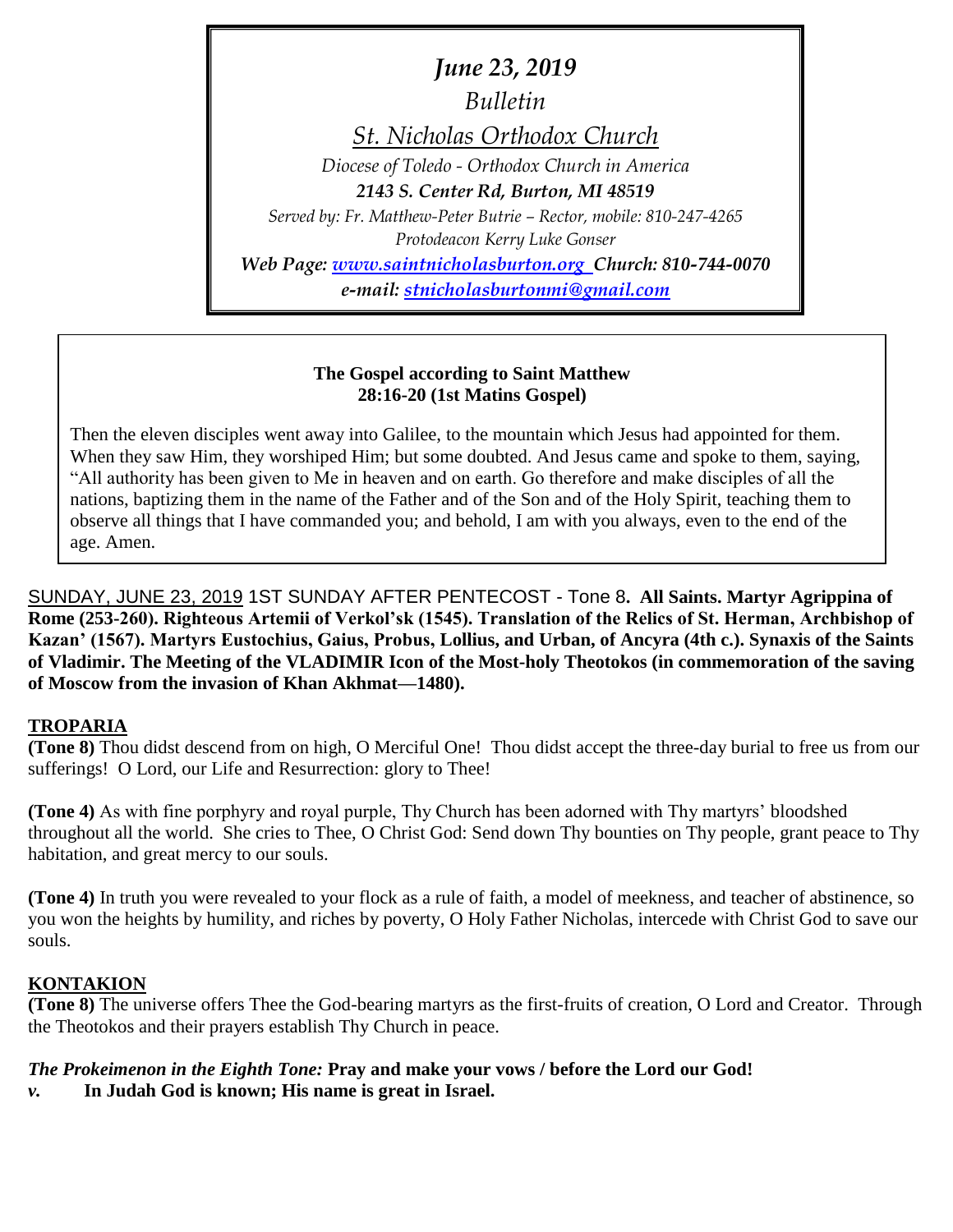*June 23, 2019*

*Bulletin*

*St. Nicholas Orthodox Church*

*Diocese of Toledo - Orthodox Church in America*

***2143 S. Center Rd, Burton, MI 48519***

*Served by: Fr. Matthew-Peter Butrie – Rector, mobile: 810-247-4265*

*Protodeacon Kerry Luke Gonser*

***Web Page: www.saintnicholasburton.org Church: 810-744-0070***

***e-mail: stnicholasburtonmi@gmail.com***

**The Gospel according to Saint Matthew**
**28:16-20 (1st Matins Gospel)**

Then the eleven disciples went away into Galilee, to the mountain which Jesus had appointed for them. When they saw Him, they worshiped Him; but some doubted. And Jesus came and spoke to them, saying, "All authority has been given to Me in heaven and on earth. Go therefore and make disciples of all the nations, baptizing them in the name of the Father and of the Son and of the Holy Spirit, teaching them to observe all things that I have commanded you; and behold, I am with you always, even to the end of the age. Amen.

SUNDAY, JUNE 23, 2019 1ST SUNDAY AFTER PENTECOST - Tone 8**. All Saints. Martyr Agrippina of Rome (253-260). Righteous Artemii of Verkol'sk (1545). Translation of the Relics of St. Herman, Archbishop of Kazan' (1567). Martyrs Eustochius, Gaius, Probus, Lollius, and Urban, of Ancyra (4th c.). Synaxis of the Saints of Vladimir. The Meeting of the VLADIMIR Icon of the Most-holy Theotokos (in commemoration of the saving of Moscow from the invasion of Khan Akhmat—1480).**

## TROPARIA

**(Tone 8)** Thou didst descend from on high, O Merciful One! Thou didst accept the three-day burial to free us from our sufferings! O Lord, our Life and Resurrection: glory to Thee!

**(Tone 4)** As with fine porphyry and royal purple, Thy Church has been adorned with Thy martyrs' bloodshed throughout all the world. She cries to Thee, O Christ God: Send down Thy bounties on Thy people, grant peace to Thy habitation, and great mercy to our souls.

**(Tone 4)** In truth you were revealed to your flock as a rule of faith, a model of meekness, and teacher of abstinence, so you won the heights by humility, and riches by poverty, O Holy Father Nicholas, intercede with Christ God to save our souls.

## KONTAKION

**(Tone 8)** The universe offers Thee the God-bearing martyrs as the first-fruits of creation, O Lord and Creator. Through the Theotokos and their prayers establish Thy Church in peace.

***The Prokeimenon in the Eighth Tone:*** **Pray and make your vows / before the Lord our God!**

***v.*** **In Judah God is known; His name is great in Israel.**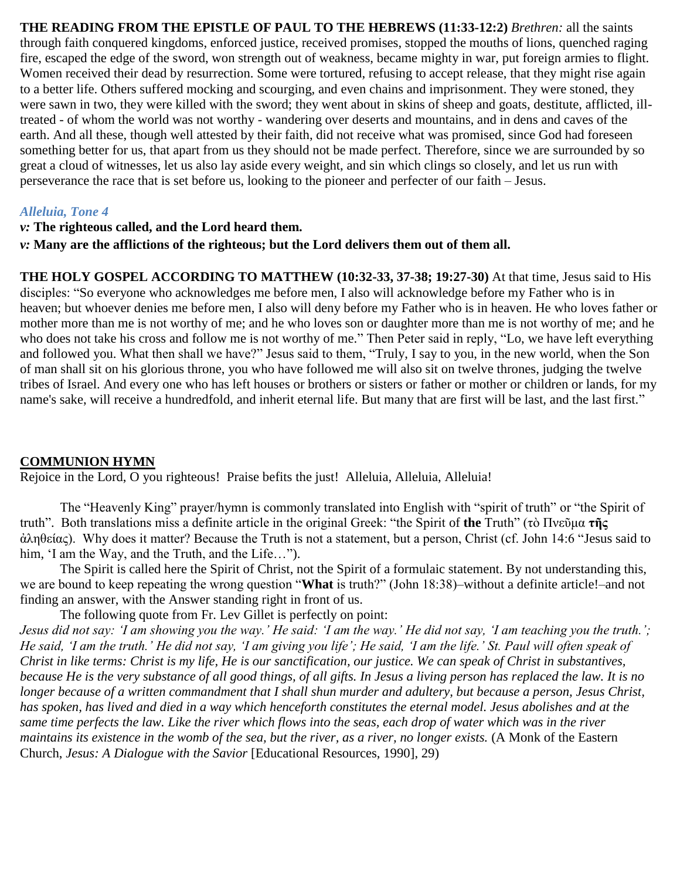**THE READING FROM THE EPISTLE OF PAUL TO THE HEBREWS (11:33-12:2)** *Brethren:* all the saints through faith conquered kingdoms, enforced justice, received promises, stopped the mouths of lions, quenched raging fire, escaped the edge of the sword, won strength out of weakness, became mighty in war, put foreign armies to flight. Women received their dead by resurrection. Some were tortured, refusing to accept release, that they might rise again to a better life. Others suffered mocking and scourging, and even chains and imprisonment. They were stoned, they were sawn in two, they were killed with the sword; they went about in skins of sheep and goats, destitute, afflicted, ill-treated - of whom the world was not worthy - wandering over deserts and mountains, and in dens and caves of the earth. And all these, though well attested by their faith, did not receive what was promised, since God had foreseen something better for us, that apart from us they should not be made perfect. Therefore, since we are surrounded by so great a cloud of witnesses, let us also lay aside every weight, and sin which clings so closely, and let us run with perseverance the race that is set before us, looking to the pioneer and perfecter of our faith – Jesus.

### *Alleluia, Tone 4*

***v:*** **The righteous called, and the Lord heard them.**
***v:*** **Many are the afflictions of the righteous; but the Lord delivers them out of them all.**

**THE HOLY GOSPEL ACCORDING TO MATTHEW (10:32-33, 37-38; 19:27-30)** At that time, Jesus said to His disciples: "So everyone who acknowledges me before men, I also will acknowledge before my Father who is in heaven; but whoever denies me before men, I also will deny before my Father who is in heaven. He who loves father or mother more than me is not worthy of me; and he who loves son or daughter more than me is not worthy of me; and he who does not take his cross and follow me is not worthy of me." Then Peter said in reply, "Lo, we have left everything and followed you. What then shall we have?" Jesus said to them, "Truly, I say to you, in the new world, when the Son of man shall sit on his glorious throne, you who have followed me will also sit on twelve thrones, judging the twelve tribes of Israel. And every one who has left houses or brothers or sisters or father or mother or children or lands, for my name's sake, will receive a hundredfold, and inherit eternal life. But many that are first will be last, and the last first."

## COMMUNION HYMN

Rejoice in the Lord, O you righteous! Praise befits the just! Alleluia, Alleluia, Alleluia!

The "Heavenly King" prayer/hymn is commonly translated into English with "spirit of truth" or "the Spirit of truth". Both translations miss a definite article in the original Greek: "the Spirit of **the** Truth" (τὸ Πνεῦμα **τῆς** ἀληθείας). Why does it matter? Because the Truth is not a statement, but a person, Christ (cf. John 14:6 "Jesus said to him, 'I am the Way, and the Truth, and the Life…").

The Spirit is called here the Spirit of Christ, not the Spirit of a formulaic statement. By not understanding this, we are bound to keep repeating the wrong question "**What** is truth?" (John 18:38)–without a definite article!–and not finding an answer, with the Answer standing right in front of us.

The following quote from Fr. Lev Gillet is perfectly on point:

*Jesus did not say: 'I am showing you the way.' He said: 'I am the way.' He did not say, 'I am teaching you the truth.'; He said, 'I am the truth.' He did not say, 'I am giving you life'; He said, 'I am the life.' St. Paul will often speak of Christ in like terms: Christ is my life, He is our sanctification, our justice. We can speak of Christ in substantives, because He is the very substance of all good things, of all gifts. In Jesus a living person has replaced the law. It is no longer because of a written commandment that I shall shun murder and adultery, but because a person, Jesus Christ, has spoken, has lived and died in a way which henceforth constitutes the eternal model. Jesus abolishes and at the same time perfects the law. Like the river which flows into the seas, each drop of water which was in the river maintains its existence in the womb of the sea, but the river, as a river, no longer exists.* (A Monk of the Eastern Church, *Jesus: A Dialogue with the Savior* [Educational Resources, 1990], 29)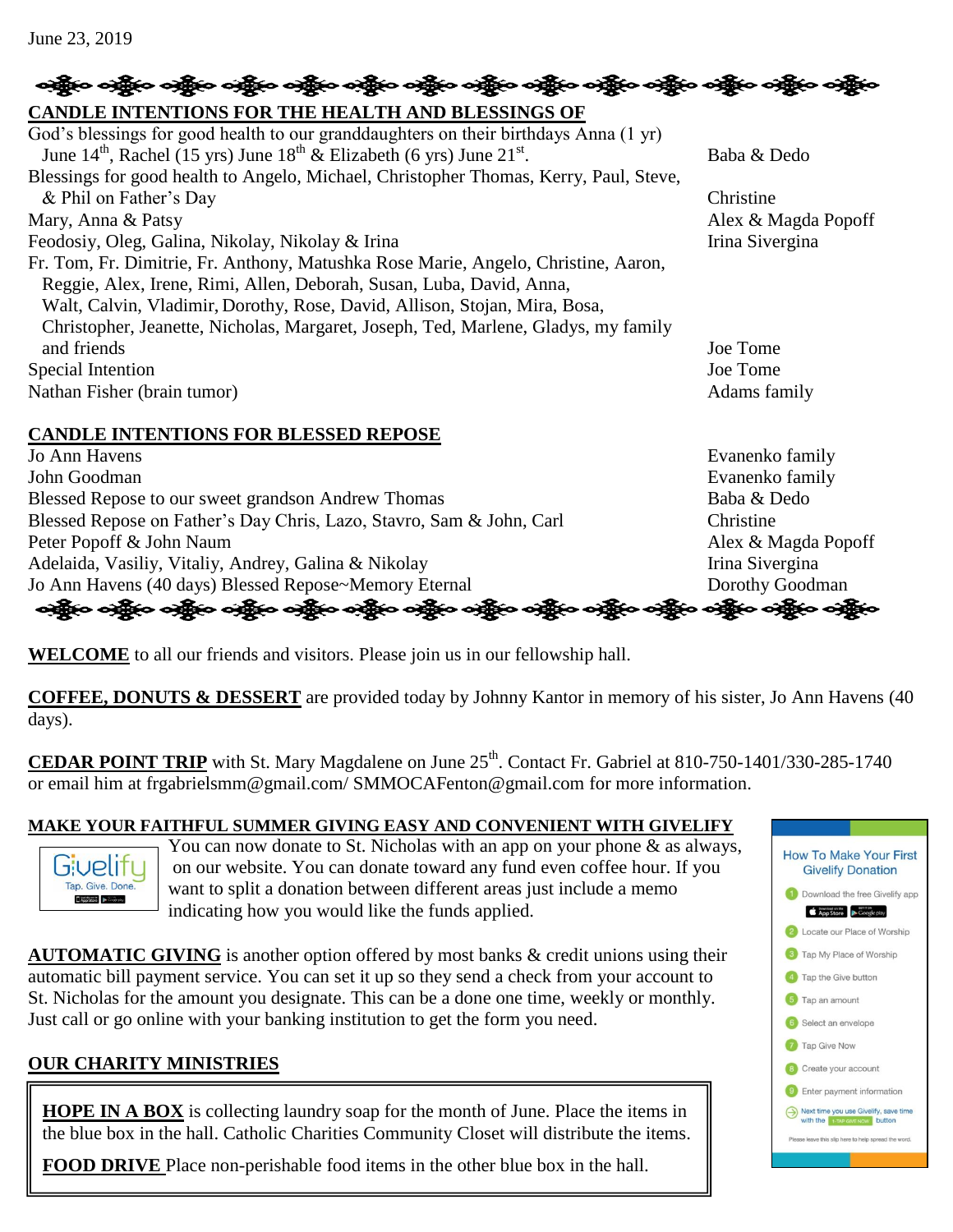June 23, 2019

**CANDLE INTENTIONS FOR THE HEALTH AND BLESSINGS OF**

| Intention | Offered by |
|---|---|
| God's blessings for good health to our granddaughters on their birthdays Anna (1 yr) June 14th, Rachel (15 yrs) June 18th & Elizabeth (6 yrs) June 21st. | Baba & Dedo |
| Blessings for good health to Angelo, Michael, Christopher Thomas, Kerry, Paul, Steve, & Phil on Father's Day | Christine |
| Mary, Anna & Patsy | Alex & Magda Popoff |
| Feodosiy, Oleg, Galina, Nikolay, Nikolay & Irina | Irina Sivergina |
| Fr. Tom, Fr. Dimitrie, Fr. Anthony, Matushka Rose Marie, Angelo, Christine, Aaron, Reggie, Alex, Irene, Rimi, Allen, Deborah, Susan, Luba, David, Anna, Walt, Calvin, Vladimir, Dorothy, Rose, David, Allison, Stojan, Mira, Bosa, Christopher, Jeanette, Nicholas, Margaret, Joseph, Ted, Marlene, Gladys, my family and friends | Joe Tome |
| Special Intention | Joe Tome |
| Nathan Fisher (brain tumor) | Adams family |

**CANDLE INTENTIONS FOR BLESSED REPOSE**

| Intention | Offered by |
|---|---|
| Jo Ann Havens | Evanenko family |
| John Goodman | Evanenko family |
| Blessed Repose to our sweet grandson Andrew Thomas | Baba & Dedo |
| Blessed Repose on Father's Day Chris, Lazo, Stavro, Sam & John, Carl | Christine |
| Peter Popoff & John Naum | Alex & Magda Popoff |
| Adelaida, Vasiliy, Vitaliy, Andrey, Galina & Nikolay | Irina Sivergina |
| Jo Ann Havens (40 days) Blessed Repose~Memory Eternal | Dorothy Goodman |

**WELCOME** to all our friends and visitors. Please join us in our fellowship hall.

**COFFEE, DONUTS & DESSERT** are provided today by Johnny Kantor in memory of his sister, Jo Ann Havens (40 days).

**CEDAR POINT TRIP** with St. Mary Magdalene on June 25th. Contact Fr. Gabriel at 810-750-1401/330-285-1740 or email him at frgabrielsmm@gmail.com/ SMMOCAFenton@gmail.com for more information.

**MAKE YOUR FAITHFUL SUMMER GIVING EASY AND CONVENIENT WITH GIVELIFY**

You can now donate to St. Nicholas with an app on your phone & as always, on our website. You can donate toward any fund even coffee hour. If you want to split a donation between different areas just include a memo indicating how you would like the funds applied.

How To Make Your First Givelify Donation

1. Download the free Givelify app
2. Locate our Place of Worship
3. Tap My Place of Worship
4. Tap the Give button
5. Tap an amount
6. Select an envelope
7. Tap Give Now
8. Create your account
9. Enter payment information

Next time you use Givelify, save time with the 1-TAP GIVE NOW button

Please leave this slip here to help spread the word.

**AUTOMATIC GIVING** is another option offered by most banks & credit unions using their automatic bill payment service. You can set it up so they send a check from your account to St. Nicholas for the amount you designate. This can be a done one time, weekly or monthly. Just call or go online with your banking institution to get the form you need.

**OUR CHARITY MINISTRIES**

**HOPE IN A BOX** is collecting laundry soap for the month of June. Place the items in the blue box in the hall. Catholic Charities Community Closet will distribute the items.

**FOOD DRIVE** Place non-perishable food items in the other blue box in the hall.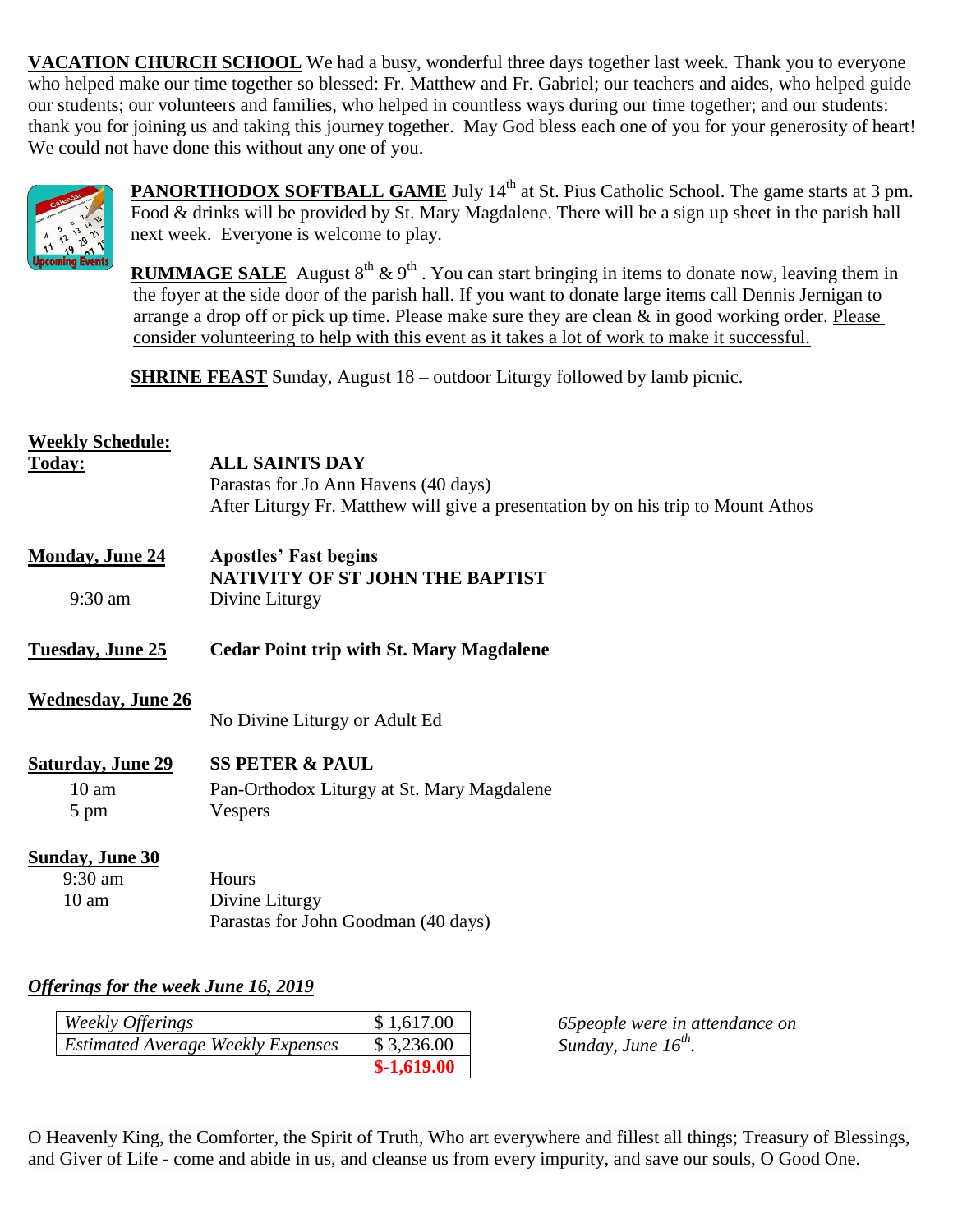**VACATION CHURCH SCHOOL** We had a busy, wonderful three days together last week. Thank you to everyone who helped make our time together so blessed: Fr. Matthew and Fr. Gabriel; our teachers and aides, who helped guide our students; our volunteers and families, who helped in countless ways during our time together; and our students: thank you for joining us and taking this journey together. May God bless each one of you for your generosity of heart! We could not have done this without any one of you.

**PANORTHODOX SOFTBALL GAME** July 14th at St. Pius Catholic School. The game starts at 3 pm. Food & drinks will be provided by St. Mary Magdalene. There will be a sign up sheet in the parish hall next week. Everyone is welcome to play.

**RUMMAGE SALE** August 8th & 9th . You can start bringing in items to donate now, leaving them in the foyer at the side door of the parish hall. If you want to donate large items call Dennis Jernigan to arrange a drop off or pick up time. Please make sure they are clean & in good working order. Please consider volunteering to help with this event as it takes a lot of work to make it successful.

**SHRINE FEAST** Sunday, August 18 – outdoor Liturgy followed by lamb picnic.

**Weekly Schedule:**

**Today:** **ALL SAINTS DAY**
Parastas for Jo Ann Havens (40 days)
After Liturgy Fr. Matthew will give a presentation by on his trip to Mount Athos

**Monday, June 24** **Apostles' Fast begins**
**NATIVITY OF ST JOHN THE BAPTIST**
9:30 am Divine Liturgy

**Tuesday, June 25** **Cedar Point trip with St. Mary Magdalene**

**Wednesday, June 26**
No Divine Liturgy or Adult Ed

**Saturday, June 29** **SS PETER & PAUL**
10 am Pan-Orthodox Liturgy at St. Mary Magdalene
5 pm Vespers

**Sunday, June 30**
9:30 am Hours
10 am Divine Liturgy
Parastas for John Goodman (40 days)

***Offerings for the week June 16, 2019***

| | |
|---|---|
| *Weekly Offerings* | $ 1,617.00 |
| *Estimated Average Weekly Expenses* | $ 3,236.00 |
| | **$-1,619.00** |

*65people were in attendance on Sunday, June 16th.*

O Heavenly King, the Comforter, the Spirit of Truth, Who art everywhere and fillest all things; Treasury of Blessings, and Giver of Life - come and abide in us, and cleanse us from every impurity, and save our souls, O Good One.